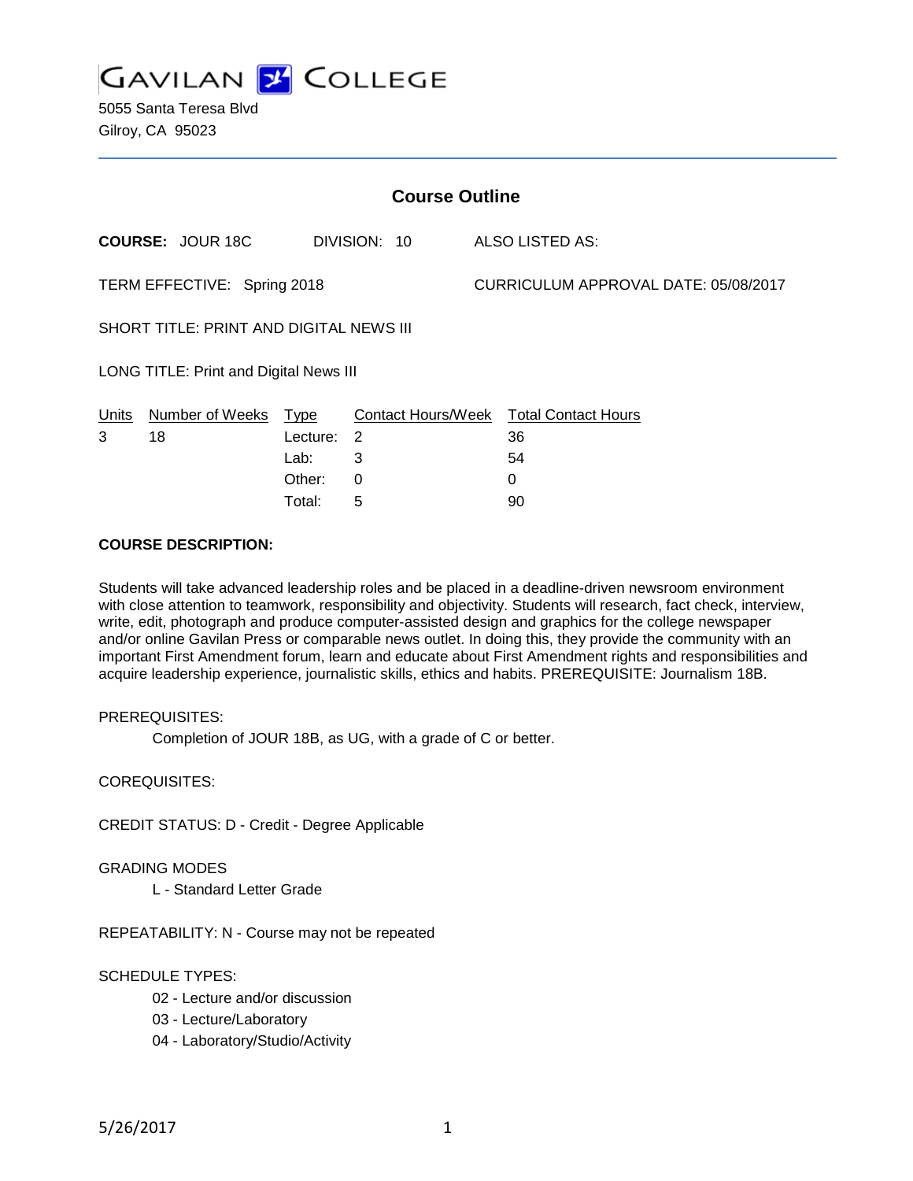# GAVILAN COLLEGE

5055 Santa Teresa Blvd
Gilroy, CA 95023

## Course Outline

**COURSE:** JOUR 18C DIVISION: 10 ALSO LISTED AS:

TERM EFFECTIVE: Spring 2018 CURRICULUM APPROVAL DATE: 05/08/2017

SHORT TITLE: PRINT AND DIGITAL NEWS III

LONG TITLE: Print and Digital News III

| Units | Number of Weeks | Type | Contact Hours/Week | Total Contact Hours |
|---|---|---|---|---|
| 3 | 18 | Lecture: | 2 | 36 |
| | | Lab: | 3 | 54 |
| | | Other: | 0 | 0 |
| | | Total: | 5 | 90 |

**COURSE DESCRIPTION:**

Students will take advanced leadership roles and be placed in a deadline-driven newsroom environment with close attention to teamwork, responsibility and objectivity. Students will research, fact check, interview, write, edit, photograph and produce computer-assisted design and graphics for the college newspaper and/or online Gavilan Press or comparable news outlet. In doing this, they provide the community with an important First Amendment forum, learn and educate about First Amendment rights and responsibilities and acquire leadership experience, journalistic skills, ethics and habits. PREREQUISITE: Journalism 18B.

PREREQUISITES:

Completion of JOUR 18B, as UG, with a grade of C or better.

COREQUISITES:

CREDIT STATUS: D - Credit - Degree Applicable

GRADING MODES

L - Standard Letter Grade

REPEATABILITY: N - Course may not be repeated

SCHEDULE TYPES:

02 - Lecture and/or discussion

03 - Lecture/Laboratory

04 - Laboratory/Studio/Activity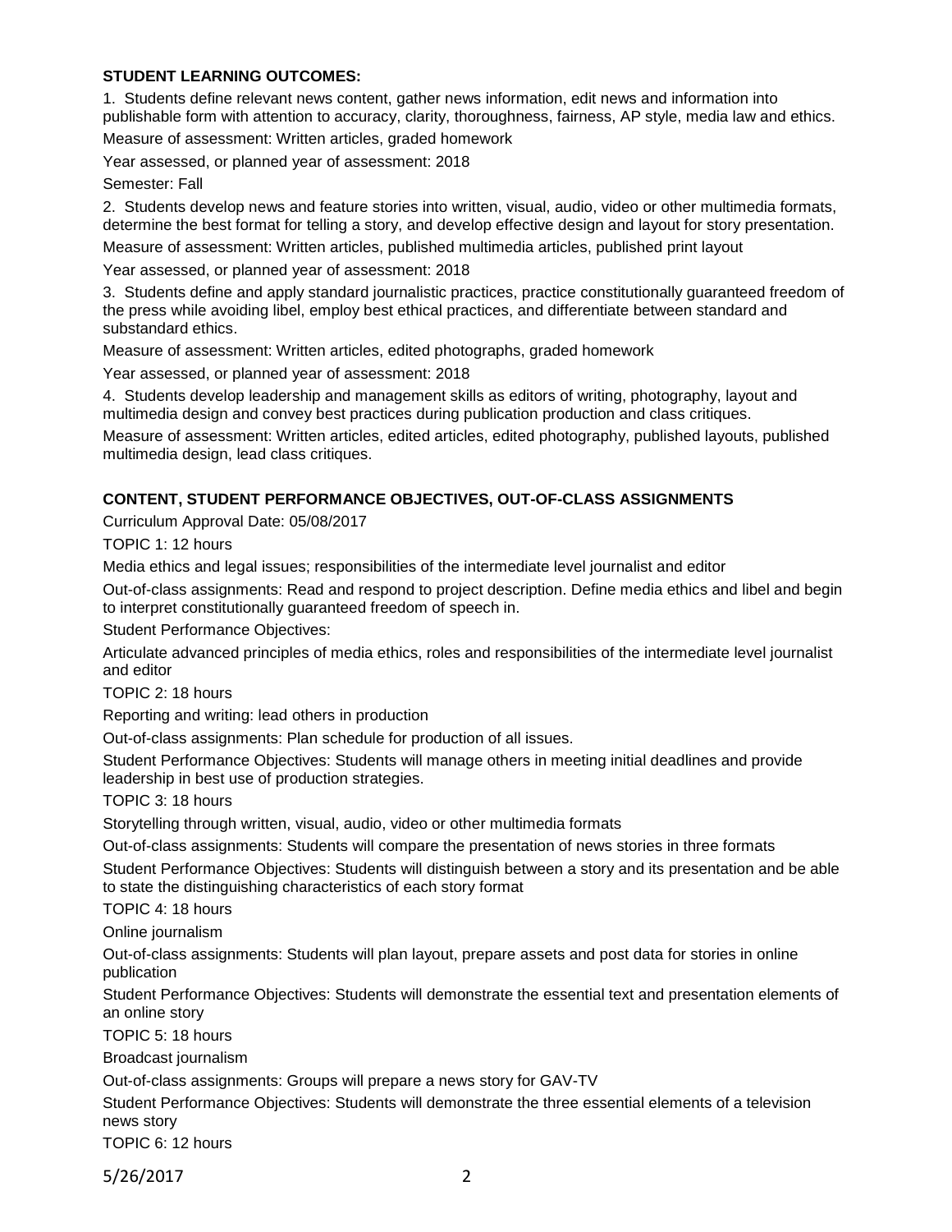**STUDENT LEARNING OUTCOMES:**

1. Students define relevant news content, gather news information, edit news and information into publishable form with attention to accuracy, clarity, thoroughness, fairness, AP style, media law and ethics.

Measure of assessment: Written articles, graded homework

Year assessed, or planned year of assessment: 2018

Semester: Fall

2. Students develop news and feature stories into written, visual, audio, video or other multimedia formats, determine the best format for telling a story, and develop effective design and layout for story presentation.

Measure of assessment: Written articles, published multimedia articles, published print layout

Year assessed, or planned year of assessment: 2018

3. Students define and apply standard journalistic practices, practice constitutionally guaranteed freedom of the press while avoiding libel, employ best ethical practices, and differentiate between standard and substandard ethics.

Measure of assessment: Written articles, edited photographs, graded homework

Year assessed, or planned year of assessment: 2018

4. Students develop leadership and management skills as editors of writing, photography, layout and multimedia design and convey best practices during publication production and class critiques.

Measure of assessment: Written articles, edited articles, edited photography, published layouts, published multimedia design, lead class critiques.

**CONTENT, STUDENT PERFORMANCE OBJECTIVES, OUT-OF-CLASS ASSIGNMENTS**

Curriculum Approval Date: 05/08/2017

TOPIC 1: 12 hours

Media ethics and legal issues; responsibilities of the intermediate level journalist and editor

Out-of-class assignments: Read and respond to project description. Define media ethics and libel and begin to interpret constitutionally guaranteed freedom of speech in.

Student Performance Objectives:

Articulate advanced principles of media ethics, roles and responsibilities of the intermediate level journalist and editor

TOPIC 2: 18 hours

Reporting and writing: lead others in production

Out-of-class assignments: Plan schedule for production of all issues.

Student Performance Objectives: Students will manage others in meeting initial deadlines and provide leadership in best use of production strategies.

TOPIC 3: 18 hours

Storytelling through written, visual, audio, video or other multimedia formats

Out-of-class assignments: Students will compare the presentation of news stories in three formats

Student Performance Objectives: Students will distinguish between a story and its presentation and be able to state the distinguishing characteristics of each story format

TOPIC 4: 18 hours

Online journalism

Out-of-class assignments: Students will plan layout, prepare assets and post data for stories in online publication

Student Performance Objectives: Students will demonstrate the essential text and presentation elements of an online story

TOPIC 5: 18 hours

Broadcast journalism

Out-of-class assignments: Groups will prepare a news story for GAV-TV

Student Performance Objectives: Students will demonstrate the three essential elements of a television news story

TOPIC 6: 12 hours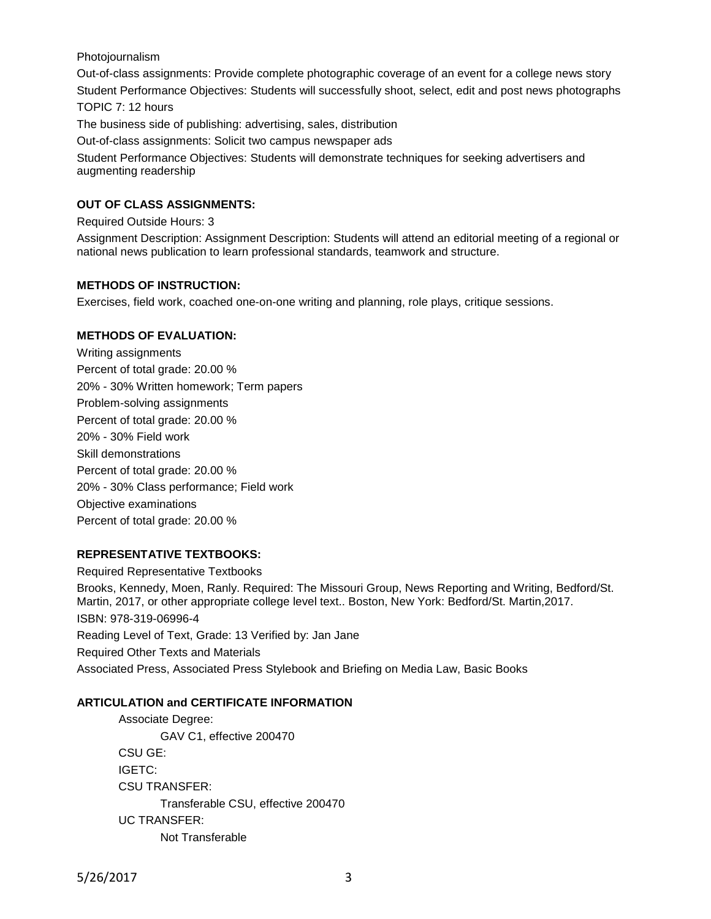Photojournalism

Out-of-class assignments: Provide complete photographic coverage of an event for a college news story

Student Performance Objectives: Students will successfully shoot, select, edit and post news photographs

TOPIC 7: 12 hours

The business side of publishing: advertising, sales, distribution

Out-of-class assignments: Solicit two campus newspaper ads

Student Performance Objectives: Students will demonstrate techniques for seeking advertisers and augmenting readership

**OUT OF CLASS ASSIGNMENTS:**

Required Outside Hours: 3

Assignment Description: Assignment Description: Students will attend an editorial meeting of a regional or national news publication to learn professional standards, teamwork and structure.

**METHODS OF INSTRUCTION:**

Exercises, field work, coached one-on-one writing and planning, role plays, critique sessions.

**METHODS OF EVALUATION:**

Writing assignments

Percent of total grade: 20.00 %

20% - 30% Written homework; Term papers

Problem-solving assignments

Percent of total grade: 20.00 %

20% - 30% Field work

Skill demonstrations

Percent of total grade: 20.00 %

20% - 30% Class performance; Field work

Objective examinations

Percent of total grade: 20.00 %

**REPRESENTATIVE TEXTBOOKS:**

Required Representative Textbooks

Brooks, Kennedy, Moen, Ranly. Required: The Missouri Group, News Reporting and Writing, Bedford/St. Martin, 2017, or other appropriate college level text.. Boston, New York: Bedford/St. Martin,2017.

ISBN: 978-319-06996-4

Reading Level of Text, Grade: 13 Verified by: Jan Jane

Required Other Texts and Materials

Associated Press, Associated Press Stylebook and Briefing on Media Law, Basic Books

**ARTICULATION and CERTIFICATE INFORMATION**

Associate Degree:
- GAV C1, effective 200470

CSU GE:

IGETC:

CSU TRANSFER:
- Transferable CSU, effective 200470

UC TRANSFER:
- Not Transferable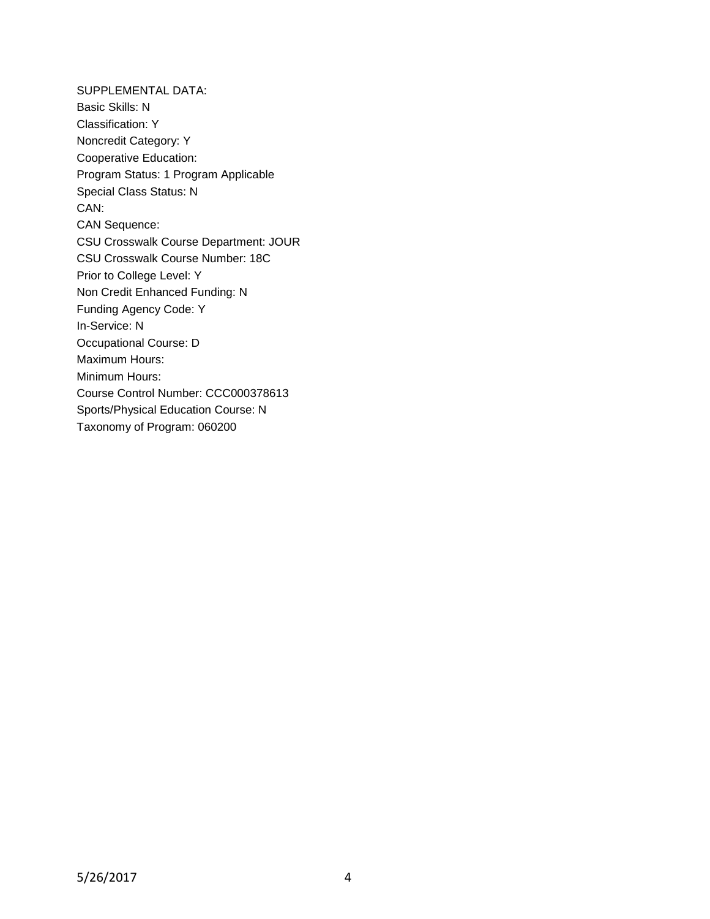SUPPLEMENTAL DATA:
Basic Skills: N
Classification: Y
Noncredit Category: Y
Cooperative Education:
Program Status: 1 Program Applicable
Special Class Status: N
CAN:
CAN Sequence:
CSU Crosswalk Course Department: JOUR
CSU Crosswalk Course Number: 18C
Prior to College Level: Y
Non Credit Enhanced Funding: N
Funding Agency Code: Y
In-Service: N
Occupational Course: D
Maximum Hours:
Minimum Hours:
Course Control Number: CCC000378613
Sports/Physical Education Course: N
Taxonomy of Program: 060200